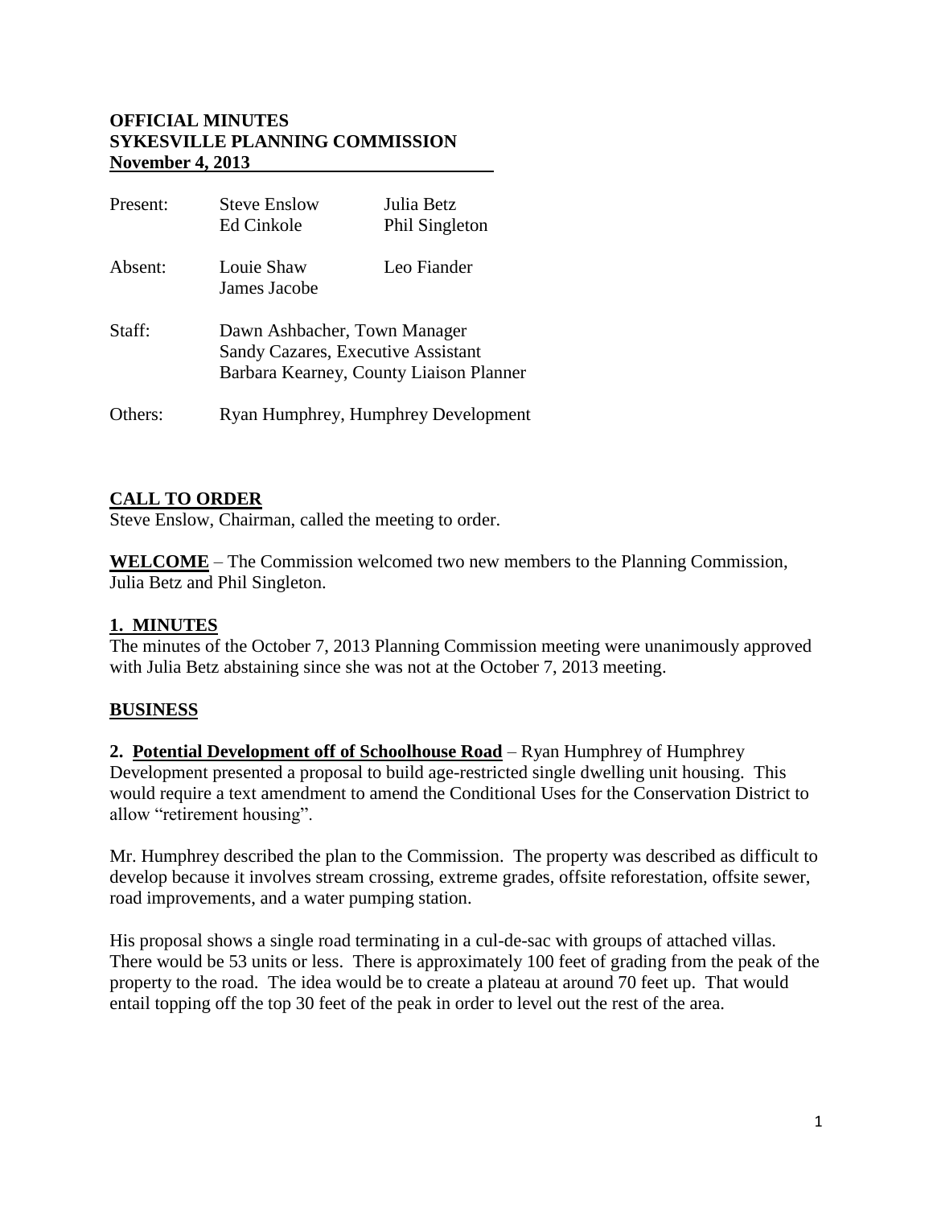**OFFICIAL MINUTES**
**SYKESVILLE PLANNING COMMISSION**
**November 4, 2013**

| | | |
|---|---|---|
| Present: | Steve Enslow<br>Ed Cinkole | Julia Betz<br>Phil Singleton |
| Absent: | Louie Shaw<br>James Jacobe | Leo Fiander |
| Staff: | Dawn Ashbacher, Town Manager<br>Sandy Cazares, Executive Assistant<br>Barbara Kearney, County Liaison Planner | |
| Others: | Ryan Humphrey, Humphrey Development | |

## CALL TO ORDER

Steve Enslow, Chairman, called the meeting to order.

**WELCOME** – The Commission welcomed two new members to the Planning Commission, Julia Betz and Phil Singleton.

## 1. MINUTES

The minutes of the October 7, 2013 Planning Commission meeting were unanimously approved with Julia Betz abstaining since she was not at the October 7, 2013 meeting.

## BUSINESS

**2. Potential Development off of Schoolhouse Road** – Ryan Humphrey of Humphrey Development presented a proposal to build age-restricted single dwelling unit housing. This would require a text amendment to amend the Conditional Uses for the Conservation District to allow "retirement housing".

Mr. Humphrey described the plan to the Commission. The property was described as difficult to develop because it involves stream crossing, extreme grades, offsite reforestation, offsite sewer, road improvements, and a water pumping station.

His proposal shows a single road terminating in a cul-de-sac with groups of attached villas. There would be 53 units or less. There is approximately 100 feet of grading from the peak of the property to the road. The idea would be to create a plateau at around 70 feet up. That would entail topping off the top 30 feet of the peak in order to level out the rest of the area.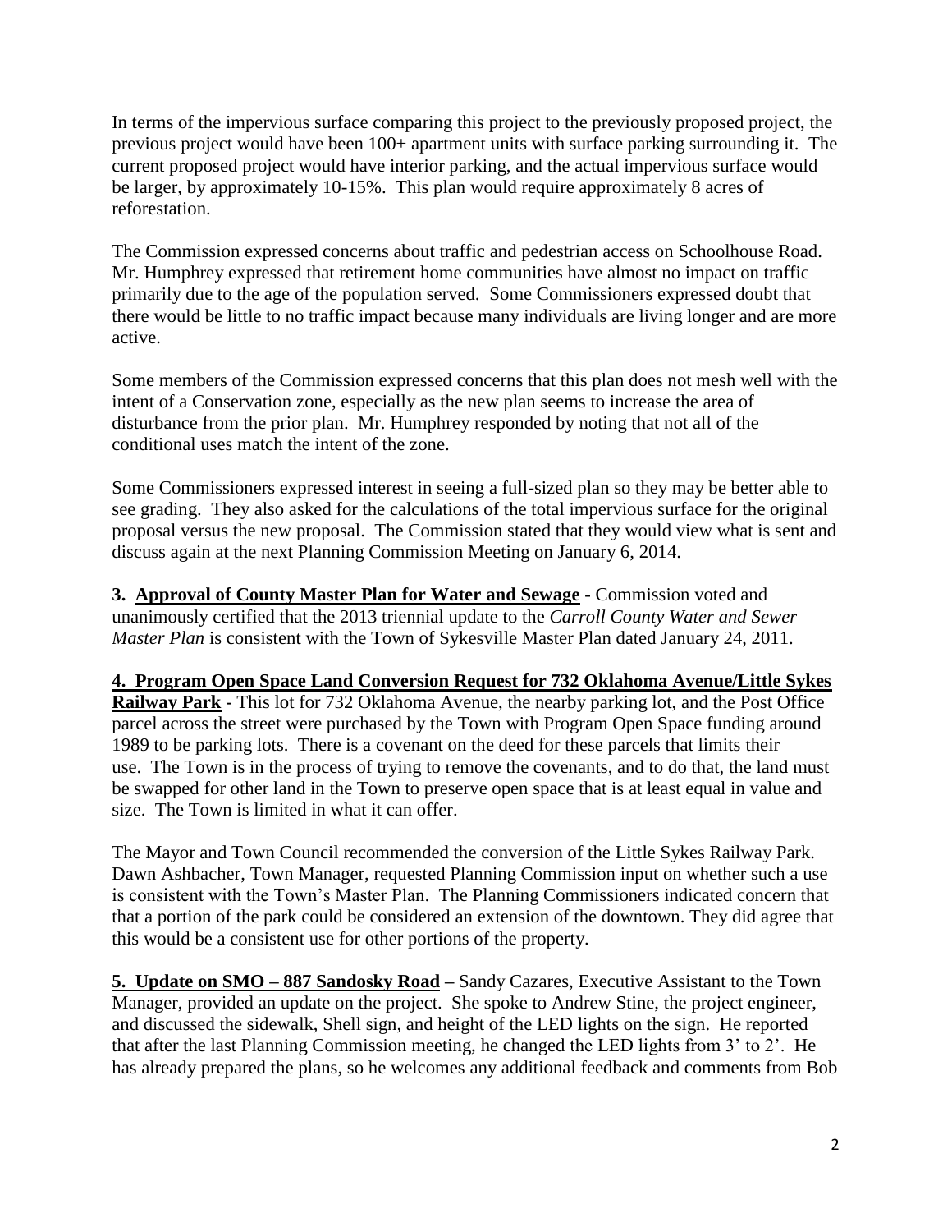In terms of the impervious surface comparing this project to the previously proposed project, the previous project would have been 100+ apartment units with surface parking surrounding it. The current proposed project would have interior parking, and the actual impervious surface would be larger, by approximately 10-15%. This plan would require approximately 8 acres of reforestation.

The Commission expressed concerns about traffic and pedestrian access on Schoolhouse Road. Mr. Humphrey expressed that retirement home communities have almost no impact on traffic primarily due to the age of the population served. Some Commissioners expressed doubt that there would be little to no traffic impact because many individuals are living longer and are more active.

Some members of the Commission expressed concerns that this plan does not mesh well with the intent of a Conservation zone, especially as the new plan seems to increase the area of disturbance from the prior plan. Mr. Humphrey responded by noting that not all of the conditional uses match the intent of the zone.

Some Commissioners expressed interest in seeing a full-sized plan so they may be better able to see grading. They also asked for the calculations of the total impervious surface for the original proposal versus the new proposal. The Commission stated that they would view what is sent and discuss again at the next Planning Commission Meeting on January 6, 2014.

**3. <u>Approval of County Master Plan for Water and Sewage</u>** - Commission voted and unanimously certified that the 2013 triennial update to the *Carroll County Water and Sewer Master Plan* is consistent with the Town of Sykesville Master Plan dated January 24, 2011.

**4. <u>Program Open Space Land Conversion Request for 732 Oklahoma Avenue/Little Sykes Railway Park</u> -** This lot for 732 Oklahoma Avenue, the nearby parking lot, and the Post Office parcel across the street were purchased by the Town with Program Open Space funding around 1989 to be parking lots. There is a covenant on the deed for these parcels that limits their use. The Town is in the process of trying to remove the covenants, and to do that, the land must be swapped for other land in the Town to preserve open space that is at least equal in value and size. The Town is limited in what it can offer.

The Mayor and Town Council recommended the conversion of the Little Sykes Railway Park. Dawn Ashbacher, Town Manager, requested Planning Commission input on whether such a use is consistent with the Town's Master Plan. The Planning Commissioners indicated concern that that a portion of the park could be considered an extension of the downtown. They did agree that this would be a consistent use for other portions of the property.

**5. <u>Update on SMO – 887 Sandosky Road</u> –** Sandy Cazares, Executive Assistant to the Town Manager, provided an update on the project. She spoke to Andrew Stine, the project engineer, and discussed the sidewalk, Shell sign, and height of the LED lights on the sign. He reported that after the last Planning Commission meeting, he changed the LED lights from 3' to 2'. He has already prepared the plans, so he welcomes any additional feedback and comments from Bob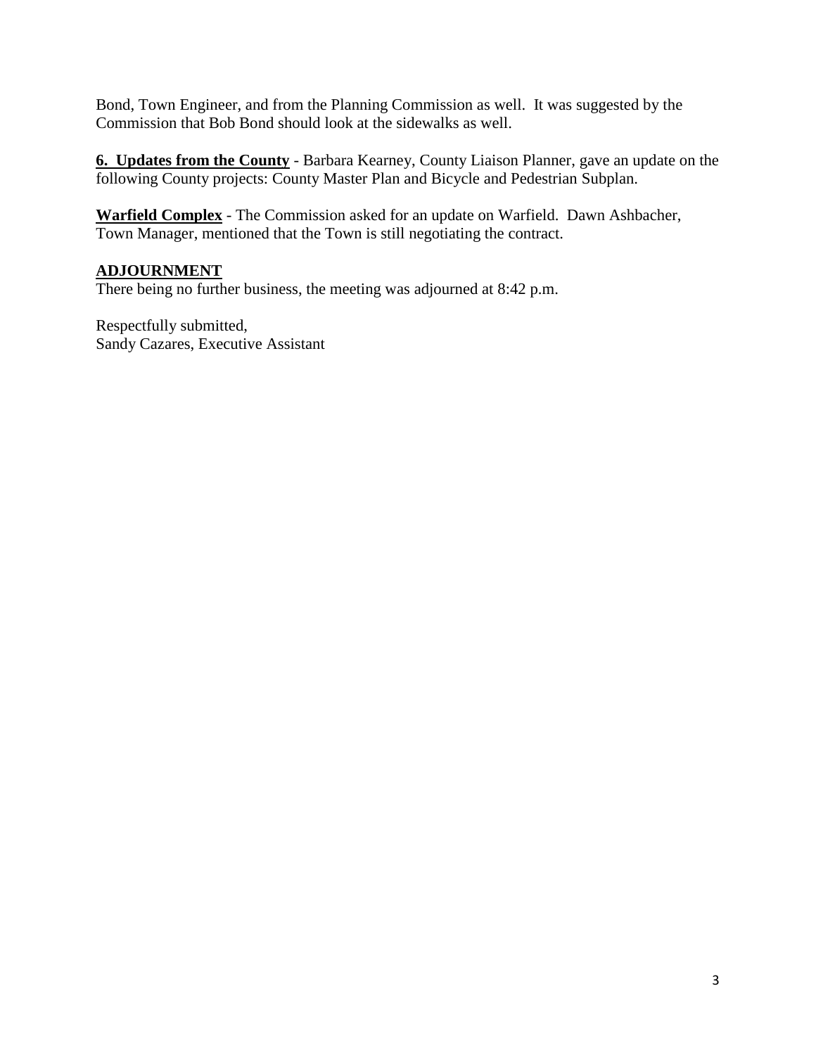Bond, Town Engineer, and from the Planning Commission as well. It was suggested by the Commission that Bob Bond should look at the sidewalks as well.

**6. Updates from the County** - Barbara Kearney, County Liaison Planner, gave an update on the following County projects: County Master Plan and Bicycle and Pedestrian Subplan.

**Warfield Complex** - The Commission asked for an update on Warfield. Dawn Ashbacher, Town Manager, mentioned that the Town is still negotiating the contract.

**ADJOURNMENT**

There being no further business, the meeting was adjourned at 8:42 p.m.

Respectfully submitted,
Sandy Cazares, Executive Assistant